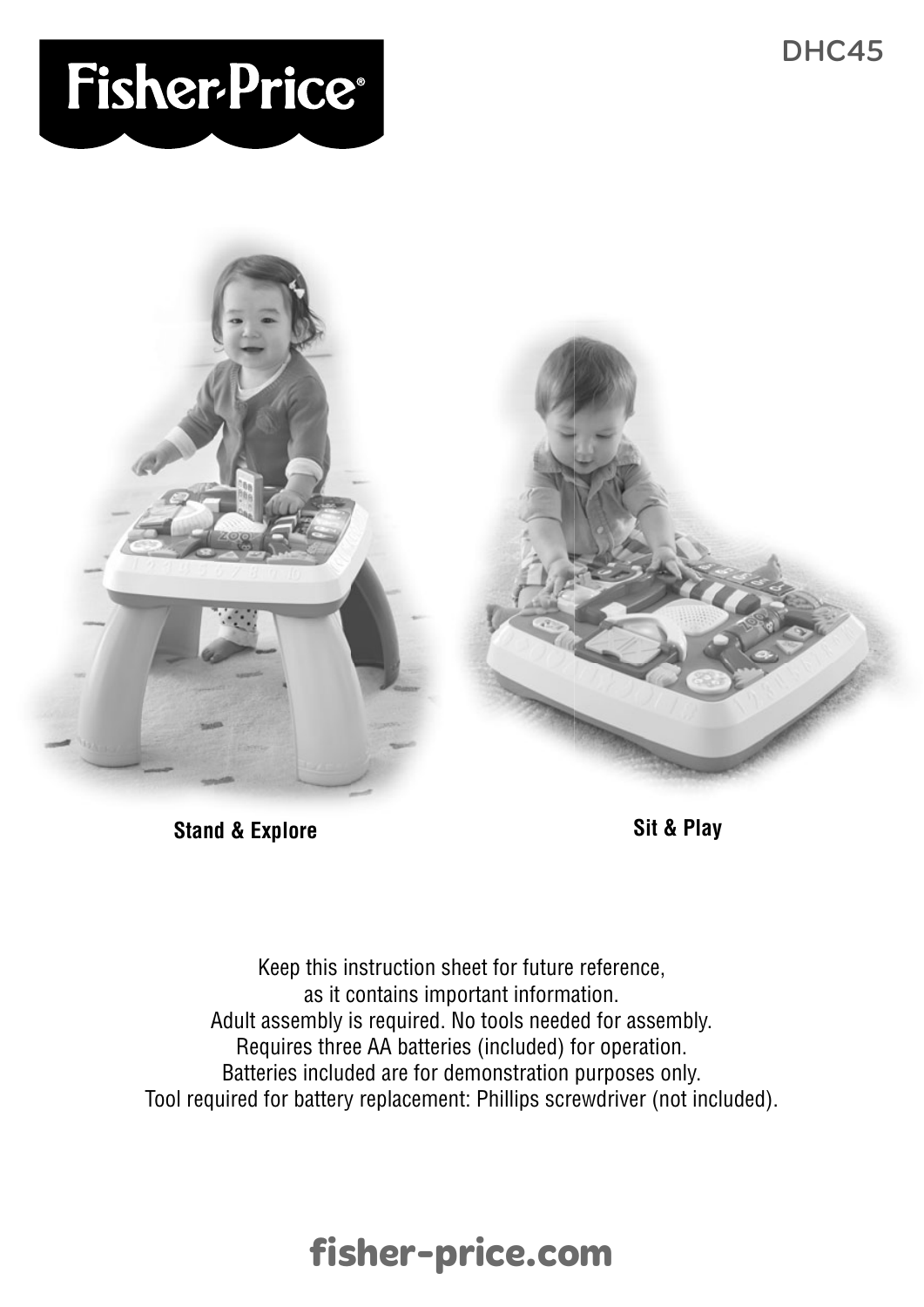# Fisher-Price®

DHC45

**Stand & Explore**

**Sit & Play**

Keep this instruction sheet for future reference,
as it contains important information.
Adult assembly is required. No tools needed for assembly.
Requires three AA batteries (included) for operation.
Batteries included are for demonstration purposes only.
Tool required for battery replacement: Phillips screwdriver (not included).

**fisher-price.com**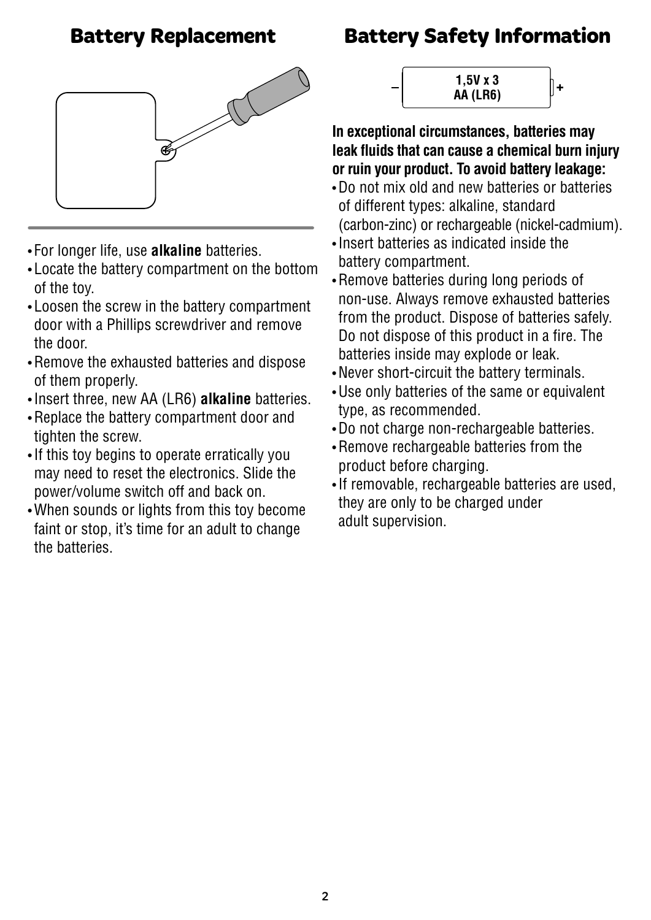## Battery Replacement

- For longer life, use **alkaline** batteries.
- Locate the battery compartment on the bottom of the toy.
- Loosen the screw in the battery compartment door with a Phillips screwdriver and remove the door.
- Remove the exhausted batteries and dispose of them properly.
- Insert three, new AA (LR6) **alkaline** batteries.
- Replace the battery compartment door and tighten the screw.
- If this toy begins to operate erratically you may need to reset the electronics. Slide the power/volume switch off and back on.
- When sounds or lights from this toy become faint or stop, it's time for an adult to change the batteries.

## Battery Safety Information

1,5V x 3
AA (LR6)

**In exceptional circumstances, batteries may leak fluids that can cause a chemical burn injury or ruin your product. To avoid battery leakage:**

- Do not mix old and new batteries or batteries of different types: alkaline, standard (carbon-zinc) or rechargeable (nickel-cadmium).
- Insert batteries as indicated inside the battery compartment.
- Remove batteries during long periods of non-use. Always remove exhausted batteries from the product. Dispose of batteries safely. Do not dispose of this product in a fire. The batteries inside may explode or leak.
- Never short-circuit the battery terminals.
- Use only batteries of the same or equivalent type, as recommended.
- Do not charge non-rechargeable batteries.
- Remove rechargeable batteries from the product before charging.
- If removable, rechargeable batteries are used, they are only to be charged under adult supervision.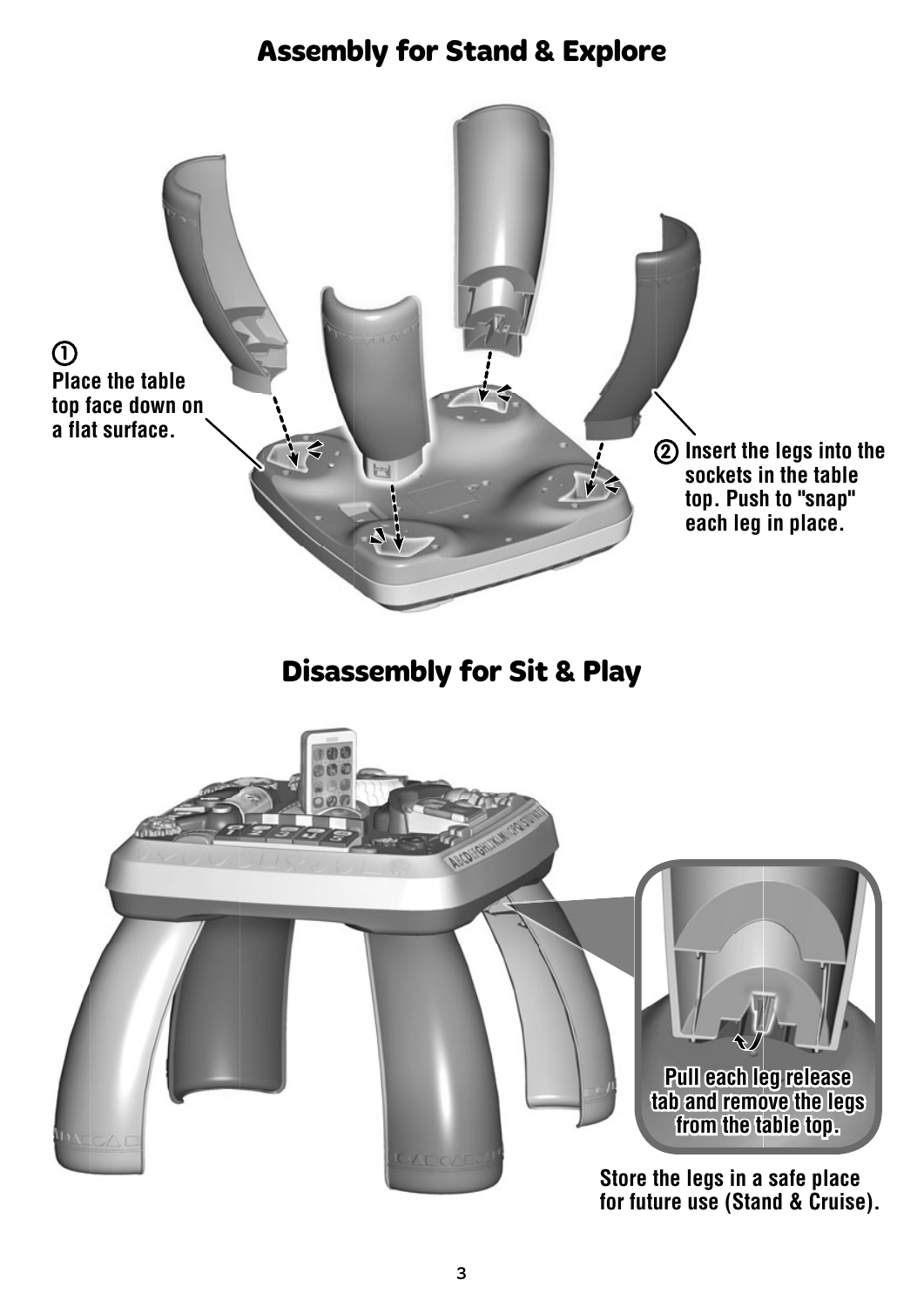## Assembly for Stand & Explore

① Place the table top face down on a flat surface.

② Insert the legs into the sockets in the table top. Push to "snap" each leg in place.

## Disassembly for Sit & Play

Pull each leg release tab and remove the legs from the table top.

Store the legs in a safe place for future use (Stand & Cruise).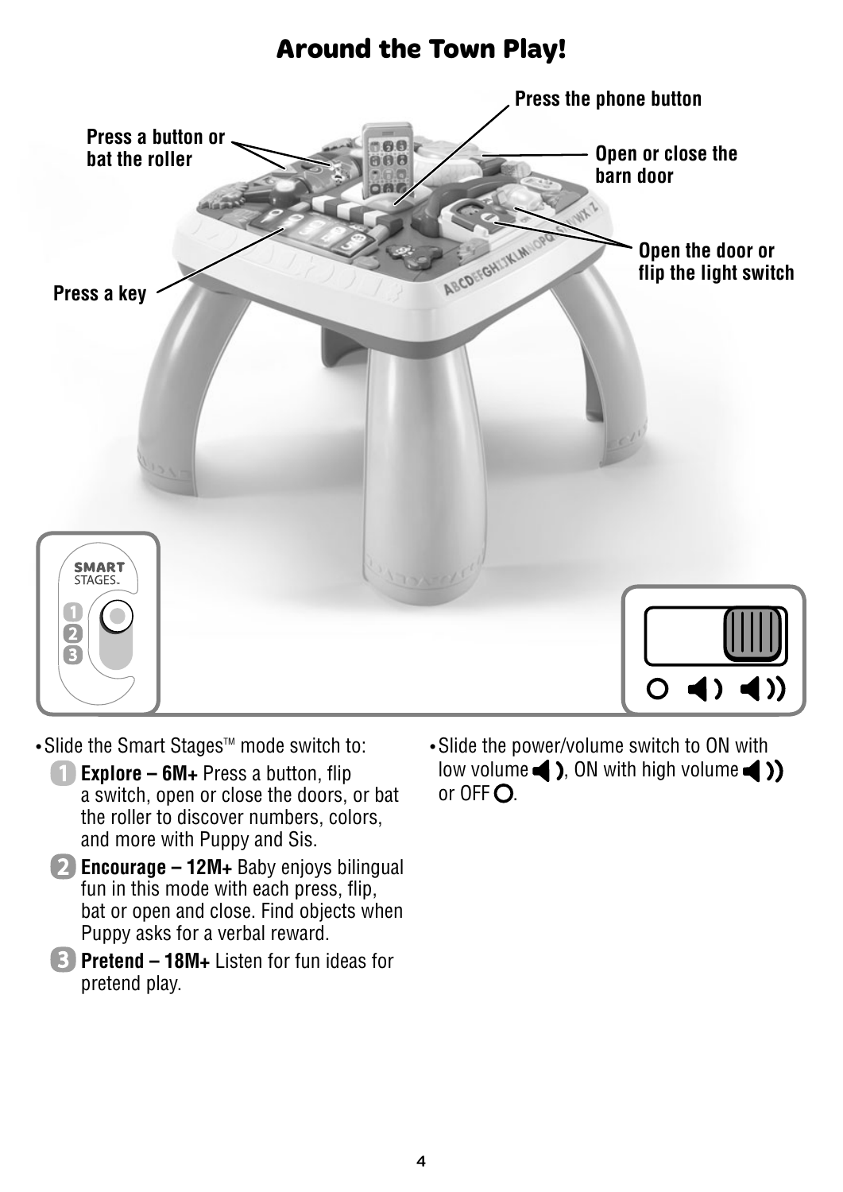# Around the Town Play!

Press a button or bat the roller

Press the phone button

Open or close the barn door

Open the door or flip the light switch

Press a key

SMART STAGES

1 2 3

- Slide the Smart Stages™ mode switch to:
  1. **Explore – 6M+** Press a button, flip a switch, open or close the doors, or bat the roller to discover numbers, colors, and more with Puppy and Sis.
  2. **Encourage – 12M+** Baby enjoys bilingual fun in this mode with each press, flip, bat or open and close. Find objects when Puppy asks for a verbal reward.
  3. **Pretend – 18M+** Listen for fun ideas for pretend play.

- Slide the power/volume switch to ON with low volume 🔉, ON with high volume 🔊 or OFF ○.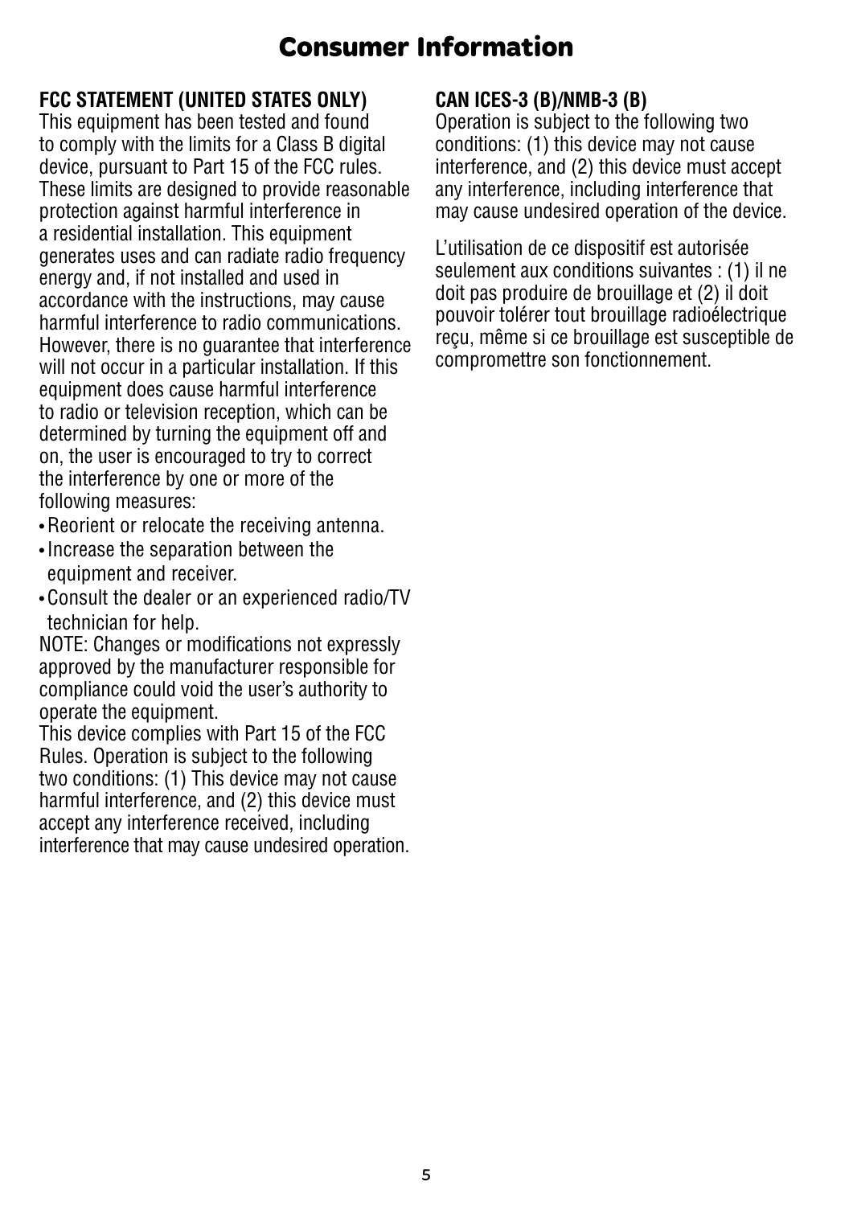# Consumer Information

## FCC STATEMENT (UNITED STATES ONLY)

This equipment has been tested and found to comply with the limits for a Class B digital device, pursuant to Part 15 of the FCC rules. These limits are designed to provide reasonable protection against harmful interference in a residential installation. This equipment generates uses and can radiate radio frequency energy and, if not installed and used in accordance with the instructions, may cause harmful interference to radio communications. However, there is no guarantee that interference will not occur in a particular installation. If this equipment does cause harmful interference to radio or television reception, which can be determined by turning the equipment off and on, the user is encouraged to try to correct the interference by one or more of the following measures:

- Reorient or relocate the receiving antenna.
- Increase the separation between the equipment and receiver.
- Consult the dealer or an experienced radio/TV technician for help.

NOTE: Changes or modifications not expressly approved by the manufacturer responsible for compliance could void the user's authority to operate the equipment.

This device complies with Part 15 of the FCC Rules. Operation is subject to the following two conditions: (1) This device may not cause harmful interference, and (2) this device must accept any interference received, including interference that may cause undesired operation.

## CAN ICES-3 (B)/NMB-3 (B)

Operation is subject to the following two conditions: (1) this device may not cause interference, and (2) this device must accept any interference, including interference that may cause undesired operation of the device.

L'utilisation de ce dispositif est autorisée seulement aux conditions suivantes : (1) il ne doit pas produire de brouillage et (2) il doit pouvoir tolérer tout brouillage radioélectrique reçu, même si ce brouillage est susceptible de compromettre son fonctionnement.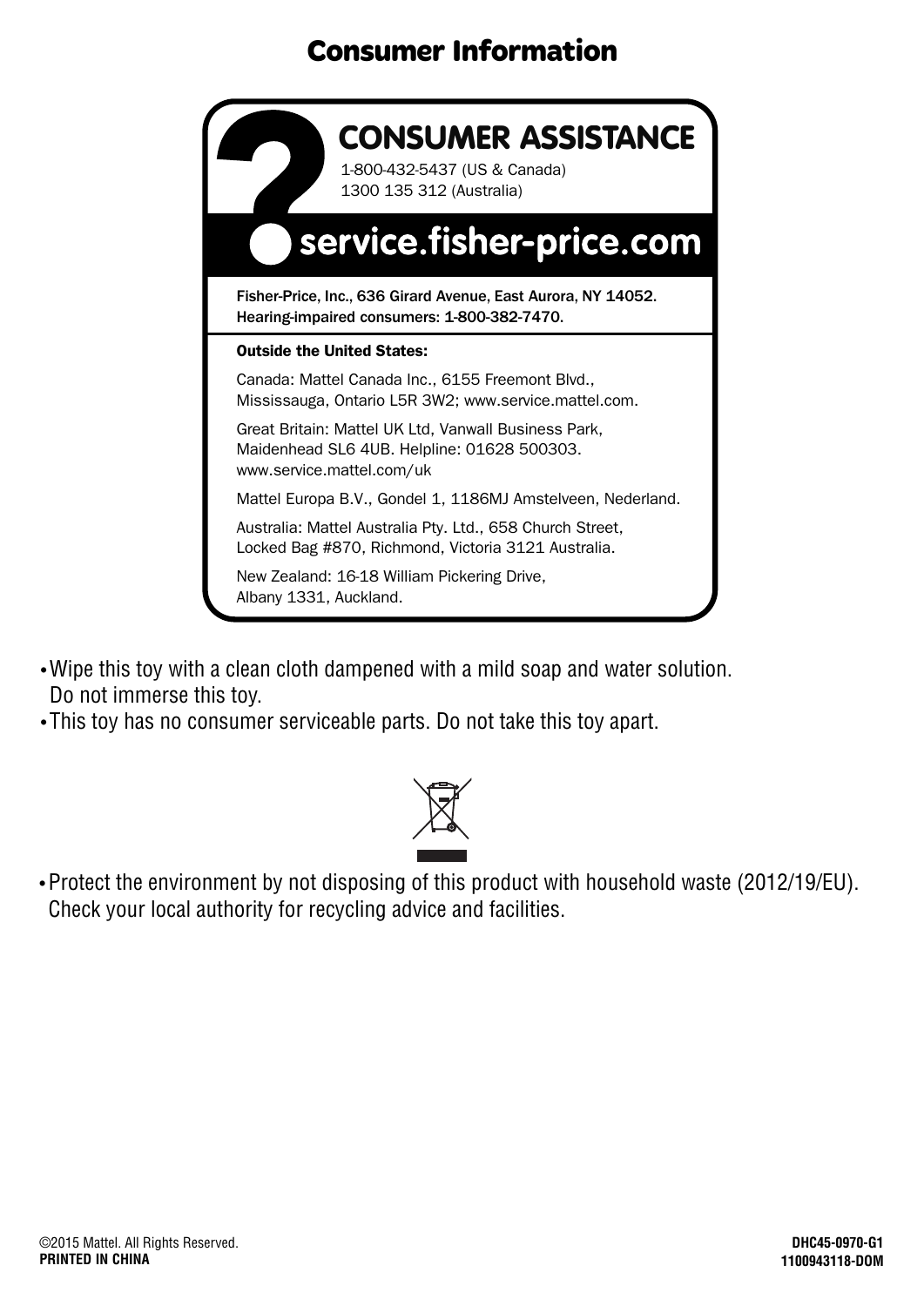# Consumer Information

## CONSUMER ASSISTANCE

1-800-432-5437 (US & Canada)
1300 135 312 (Australia)

**service.fisher-price.com**

Fisher-Price, Inc., 636 Girard Avenue, East Aurora, NY 14052.
Hearing-impaired consumers: 1-800-382-7470.

**Outside the United States:**

Canada: Mattel Canada Inc., 6155 Freemont Blvd., Mississauga, Ontario L5R 3W2; www.service.mattel.com.

Great Britain: Mattel UK Ltd, Vanwall Business Park, Maidenhead SL6 4UB. Helpline: 01628 500303. www.service.mattel.com/uk

Mattel Europa B.V., Gondel 1, 1186MJ Amstelveen, Nederland.

Australia: Mattel Australia Pty. Ltd., 658 Church Street, Locked Bag #870, Richmond, Victoria 3121 Australia.

New Zealand: 16-18 William Pickering Drive, Albany 1331, Auckland.

- Wipe this toy with a clean cloth dampened with a mild soap and water solution. Do not immerse this toy.
- This toy has no consumer serviceable parts. Do not take this toy apart.

- Protect the environment by not disposing of this product with household waste (2012/19/EU). Check your local authority for recycling advice and facilities.

©2015 Mattel. All Rights Reserved.
**PRINTED IN CHINA**

**DHC45-0970-G1**
**1100943118-DOM**